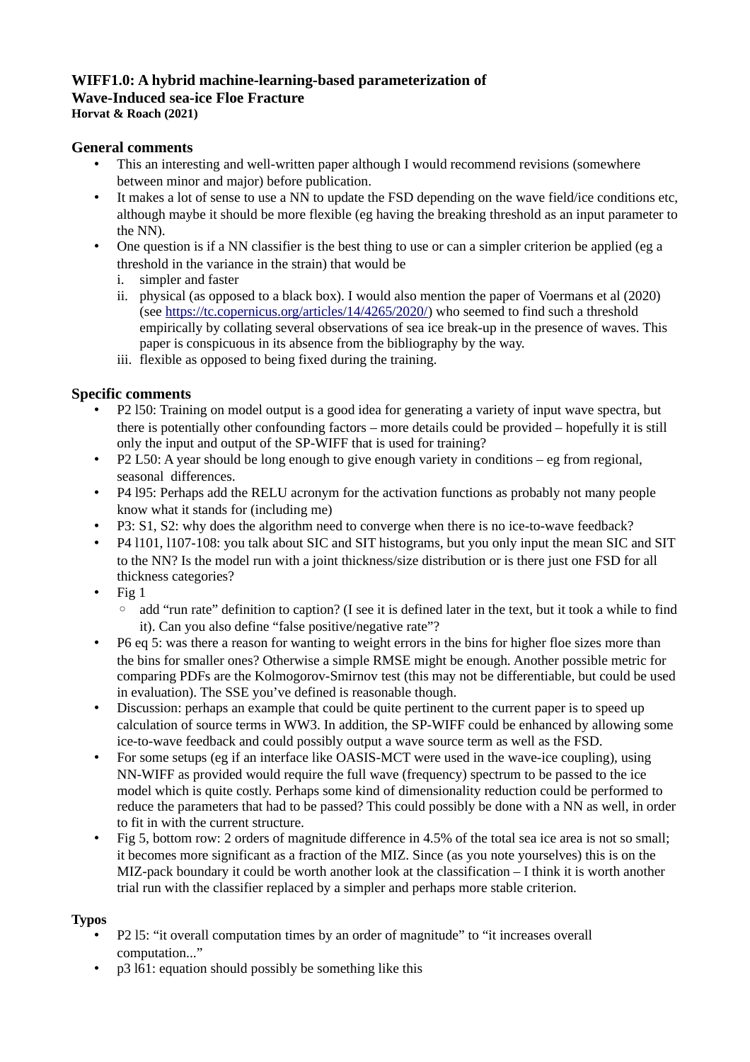**WIFF1.0: A hybrid machine-learning-based parameterization of Wave-Induced sea-ice Floe Fracture**
**Horvat & Roach (2021)**

## General comments

- This an interesting and well-written paper although I would recommend revisions (somewhere between minor and major) before publication.
- It makes a lot of sense to use a NN to update the FSD depending on the wave field/ice conditions etc, although maybe it should be more flexible (eg having the breaking threshold as an input parameter to the NN).
- One question is if a NN classifier is the best thing to use or can a simpler criterion be applied (eg a threshold in the variance in the strain) that would be
  i. simpler and faster
  ii. physical (as opposed to a black box). I would also mention the paper of Voermans et al (2020) (see https://tc.copernicus.org/articles/14/4265/2020/) who seemed to find such a threshold empirically by collating several observations of sea ice break-up in the presence of waves. This paper is conspicuous in its absence from the bibliography by the way.
  iii. flexible as opposed to being fixed during the training.

## Specific comments

- P2 l50: Training on model output is a good idea for generating a variety of input wave spectra, but there is potentially other confounding factors – more details could be provided – hopefully it is still only the input and output of the SP-WIFF that is used for training?
- P2 L50: A year should be long enough to give enough variety in conditions – eg from regional, seasonal differences.
- P4 l95: Perhaps add the RELU acronym for the activation functions as probably not many people know what it stands for (including me)
- P3: S1, S2: why does the algorithm need to converge when there is no ice-to-wave feedback?
- P4 l101, l107-108: you talk about SIC and SIT histograms, but you only input the mean SIC and SIT to the NN? Is the model run with a joint thickness/size distribution or is there just one FSD for all thickness categories?
- Fig 1
  - add "run rate" definition to caption? (I see it is defined later in the text, but it took a while to find it). Can you also define "false positive/negative rate"?
- P6 eq 5: was there a reason for wanting to weight errors in the bins for higher floe sizes more than the bins for smaller ones? Otherwise a simple RMSE might be enough. Another possible metric for comparing PDFs are the Kolmogorov-Smirnov test (this may not be differentiable, but could be used in evaluation). The SSE you've defined is reasonable though.
- Discussion: perhaps an example that could be quite pertinent to the current paper is to speed up calculation of source terms in WW3. In addition, the SP-WIFF could be enhanced by allowing some ice-to-wave feedback and could possibly output a wave source term as well as the FSD.
- For some setups (eg if an interface like OASIS-MCT were used in the wave-ice coupling), using NN-WIFF as provided would require the full wave (frequency) spectrum to be passed to the ice model which is quite costly. Perhaps some kind of dimensionality reduction could be performed to reduce the parameters that had to be passed? This could possibly be done with a NN as well, in order to fit in with the current structure.
- Fig 5, bottom row: 2 orders of magnitude difference in 4.5% of the total sea ice area is not so small; it becomes more significant as a fraction of the MIZ. Since (as you note yourselves) this is on the MIZ-pack boundary it could be worth another look at the classification – I think it is worth another trial run with the classifier replaced by a simpler and perhaps more stable criterion.

## Typos

- P2 l5: "it overall computation times by an order of magnitude" to "it increases overall computation..."
- p3 l61: equation should possibly be something like this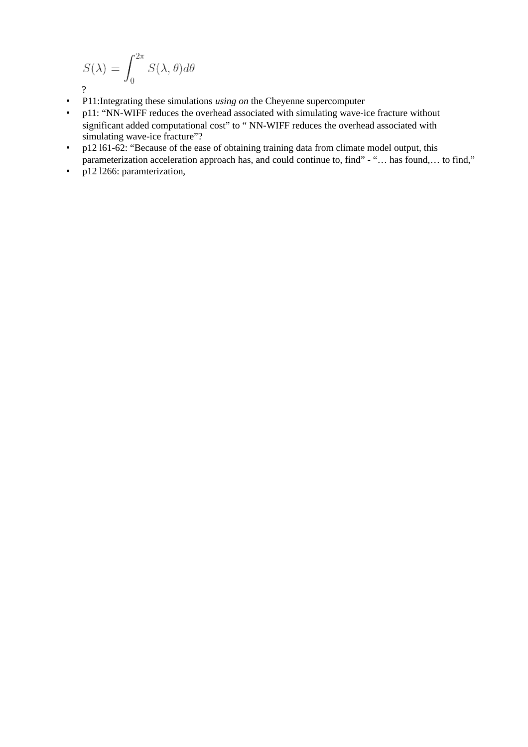$$S(\lambda) = \int_0^{2\pi} S(\lambda, \theta) d\theta$$

?

- P11:Integrating these simulations *using on* the Cheyenne supercomputer
- p11: "NN-WIFF reduces the overhead associated with simulating wave-ice fracture without significant added computational cost" to " NN-WIFF reduces the overhead associated with simulating wave-ice fracture"?
- p12 l61-62: "Because of the ease of obtaining training data from climate model output, this parameterization acceleration approach has, and could continue to, find" - "… has found,… to find,"
- p12 l266: paramterization,